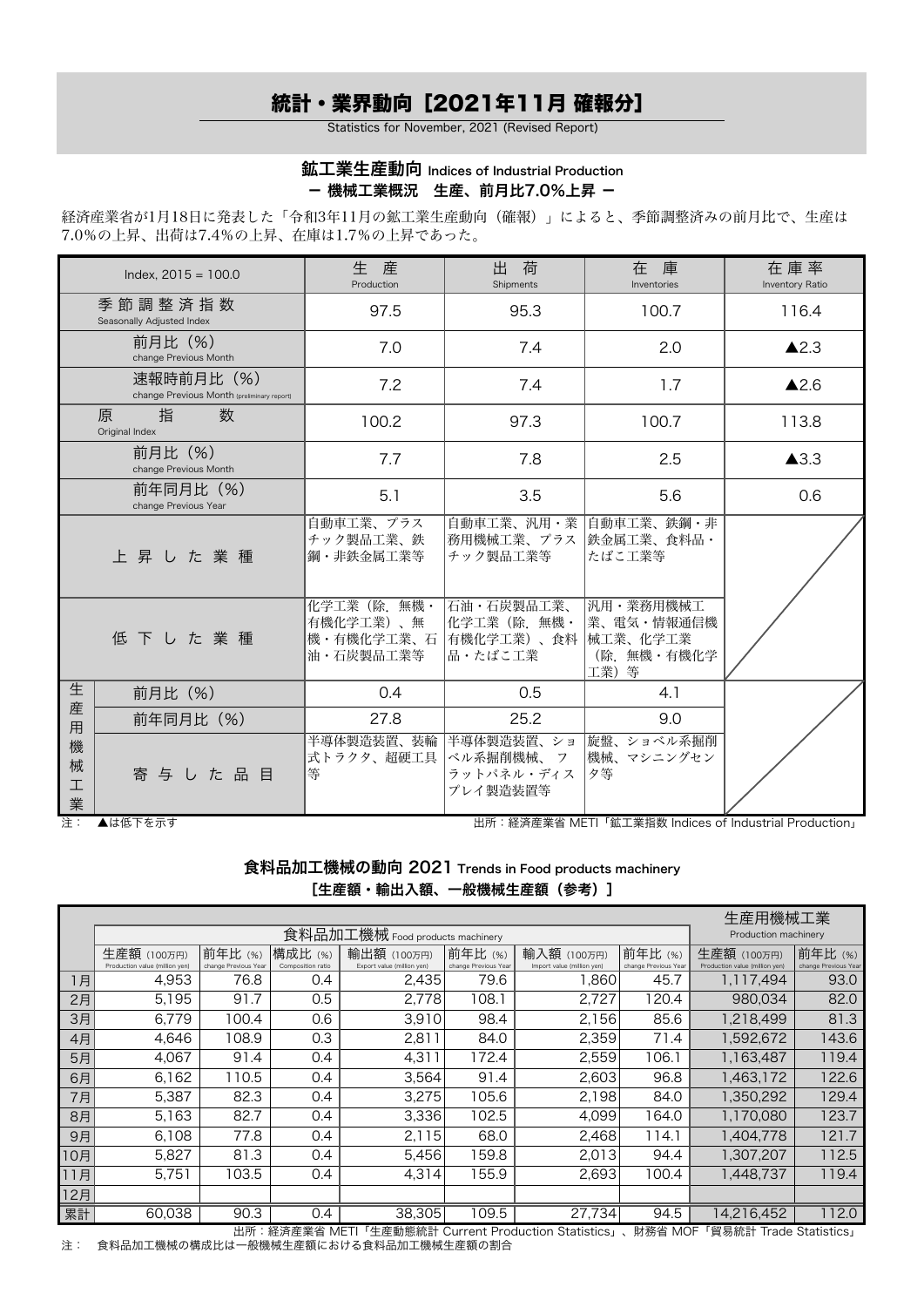# 統計・業界動向［2021年11月 確報分］

Statistics for November, 2021 (Revised Report)

## 鉱工業生産動向 Indices of Industrial Production

### ー 機械工業概況　生産、前月比7.0%上昇 ー

経済産業省が1月18日に発表した「令和3年11月の鉱工業生産動向（確報）」によると、季節調整済みの前月比で、生産は7.0%の上昇、出荷は7.4%の上昇、在庫は1.7%の上昇であった。

| Index, 2015 = 100.0 | | 生　産 Production | 出　荷 Shipments | 在　庫 Inventories | 在庫率 Inventory Ratio |
|---|---|---|---|---|---|
| 季節調整済指数 Seasonally Adjusted Index | | 97.5 | 95.3 | 100.7 | 116.4 |
| 前月比（%） change Previous Month | | 7.0 | 7.4 | 2.0 | ▲2.3 |
| 速報時前月比（%） change Previous Month (preliminary report) | | 7.2 | 7.4 | 1.7 | ▲2.6 |
| 原指数 Original Index | | 100.2 | 97.3 | 100.7 | 113.8 |
| 前月比（%） change Previous Month | | 7.7 | 7.8 | 2.5 | ▲3.3 |
| 前年同月比（%） change Previous Year | | 5.1 | 3.5 | 5.6 | 0.6 |
| 上昇した業種 | | 自動車工業、プラスチック製品工業、鉄鋼・非鉄金属工業等 | 自動車工業、汎用・業務用機械工業、プラスチック製品工業等 | 自動車工業、鉄鋼・非鉄金属工業、食料品・たばこ工業等 | |
| 低下した業種 | | 化学工業（除.無機・有機化学工業）、無機・有機化学工業、石油・石炭製品工業等 | 石油・石炭製品工業、化学工業（除.無機・有機化学工業）、食料品・たばこ工業 | 汎用・業務用機械工業、電気・情報通信機械工業、化学工業（除.無機・有機化学工業）等 | |
| 生産用機械工業 | 前月比（%） | 0.4 | 0.5 | 4.1 | |
| | 前年同月比（%） | 27.8 | 25.2 | 9.0 | |
| | 寄与した品目 | 半導体製造装置、装輪式トラクタ、超硬工具等 | 半導体製造装置、ショベル系掘削機械、フラットパネル・ディスプレイ製造装置等 | 旋盤、ショベル系掘削機械、マシニングセンタ等 | |

注：　▲は低下を示す

出所：経済産業省 METI「鉱工業指数 Indices of Industrial Production」

## 食料品加工機械の動向 2021 Trends in Food products machinery

### ［生産額・輸出入額、一般機械生産額（参考）］

| | 食料品加工機械 Food products machinery | | | | | | | 生産用機械工業 Production machinery | |
|---|---|---|---|---|---|---|---|---|---|
| | 生産額（100万円） Production value (million yen) | 前年比（%） change Previous Year | 構成比（%） Composition ratio | 輸出額（100万円） Export value (million yen) | 前年比（%） change Previous Year | 輸入額（100万円） Import value (million yen) | 前年比（%） change Previous Year | 生産額（100万円） Production value (million yen) | 前年比（%） change Previous Year |
| 1月 | 4,953 | 76.8 | 0.4 | 2,435 | 79.6 | 1,860 | 45.7 | 1,117,494 | 93.0 |
| 2月 | 5,195 | 91.7 | 0.5 | 2,778 | 108.1 | 2,727 | 120.4 | 980,034 | 82.0 |
| 3月 | 6,779 | 100.4 | 0.6 | 3,910 | 98.4 | 2,156 | 85.6 | 1,218,499 | 81.3 |
| 4月 | 4,646 | 108.9 | 0.3 | 2,811 | 84.0 | 2,359 | 71.4 | 1,592,672 | 143.6 |
| 5月 | 4,067 | 91.4 | 0.4 | 4,311 | 172.4 | 2,559 | 106.1 | 1,163,487 | 119.4 |
| 6月 | 6,162 | 110.5 | 0.4 | 3,564 | 91.4 | 2,603 | 96.8 | 1,463,172 | 122.6 |
| 7月 | 5,387 | 82.3 | 0.4 | 3,275 | 105.6 | 2,198 | 84.0 | 1,350,292 | 129.4 |
| 8月 | 5,163 | 82.7 | 0.4 | 3,336 | 102.5 | 4,099 | 164.0 | 1,170,080 | 123.7 |
| 9月 | 6,108 | 77.8 | 0.4 | 2,115 | 68.0 | 2,468 | 114.1 | 1,404,778 | 121.7 |
| 10月 | 5,827 | 81.3 | 0.4 | 5,456 | 159.8 | 2,013 | 94.4 | 1,307,207 | 112.5 |
| 11月 | 5,751 | 103.5 | 0.4 | 4,314 | 155.9 | 2,693 | 100.4 | 1,448,737 | 119.4 |
| 12月 | | | | | | | | | |
| 累計 | 60,038 | 90.3 | 0.4 | 38,305 | 109.5 | 27,734 | 94.5 | 14,216,452 | 112.0 |

出所：経済産業省 METI「生産動態統計 Current Production Statistics」、財務省 MOF「貿易統計 Trade Statistics」

注：　食料品加工機械の構成比は一般機械生産額における食料品加工機械生産額の割合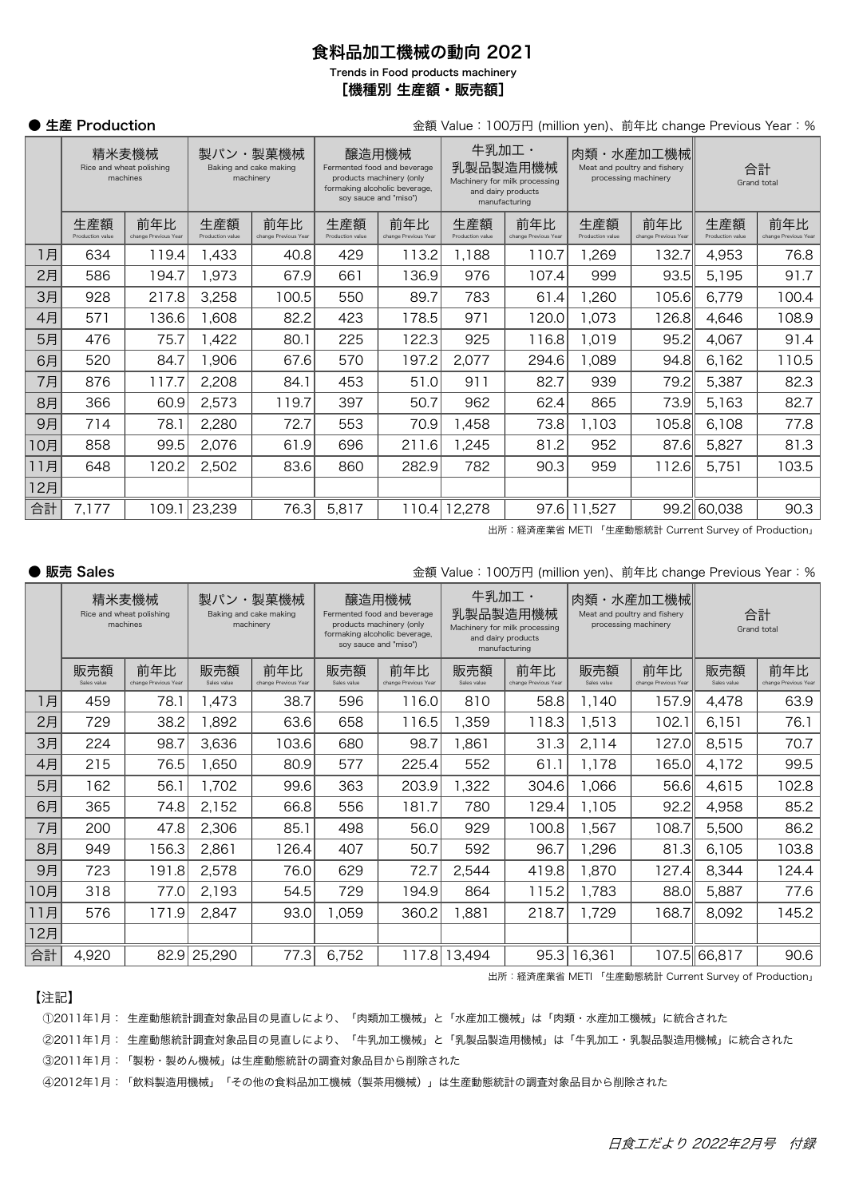# 食料品加工機械の動向 2021

Trends in Food products machinery

**［機種別 生産額・販売額］**

## ● 生産 Production

金額 Value：100万円 (million yen)、前年比 change Previous Year：%

| | 精米麦機械 Rice and wheat polishing machines | | 製パン・製菓機械 Baking and cake making machinery | | 醸造用機械 Fermented food and beverage products machinery (only formaking alcoholic beverage, soy sauce and "miso") | | 牛乳加工・乳製品製造用機械 Machinery for milk processing and dairy products manufacturing | | 肉類・水産加工機械 Meat and poultry and fishery processing machinery | | 合計 Grand total | |
|---|---|---|---|---|---|---|---|---|---|---|---|---|
| | 生産額 Production value | 前年比 change Previous Year | 生産額 Production value | 前年比 change Previous Year | 生産額 Production value | 前年比 change Previous Year | 生産額 Production value | 前年比 change Previous Year | 生産額 Production value | 前年比 change Previous Year | 生産額 Production value | 前年比 change Previous Year |
| 1月 | 634 | 119.4 | 1,433 | 40.8 | 429 | 113.2 | 1,188 | 110.7 | 1,269 | 132.7 | 4,953 | 76.8 |
| 2月 | 586 | 194.7 | 1,973 | 67.9 | 661 | 136.9 | 976 | 107.4 | 999 | 93.5 | 5,195 | 91.7 |
| 3月 | 928 | 217.8 | 3,258 | 100.5 | 550 | 89.7 | 783 | 61.4 | 1,260 | 105.6 | 6,779 | 100.4 |
| 4月 | 571 | 136.6 | 1,608 | 82.2 | 423 | 178.5 | 971 | 120.0 | 1,073 | 126.8 | 4,646 | 108.9 |
| 5月 | 476 | 75.7 | 1,422 | 80.1 | 225 | 122.3 | 925 | 116.8 | 1,019 | 95.2 | 4,067 | 91.4 |
| 6月 | 520 | 84.7 | 1,906 | 67.6 | 570 | 197.2 | 2,077 | 294.6 | 1,089 | 94.8 | 6,162 | 110.5 |
| 7月 | 876 | 117.7 | 2,208 | 84.1 | 453 | 51.0 | 911 | 82.7 | 939 | 79.2 | 5,387 | 82.3 |
| 8月 | 366 | 60.9 | 2,573 | 119.7 | 397 | 50.7 | 962 | 62.4 | 865 | 73.9 | 5,163 | 82.7 |
| 9月 | 714 | 78.1 | 2,280 | 72.7 | 553 | 70.9 | 1,458 | 73.8 | 1,103 | 105.8 | 6,108 | 77.8 |
| 10月 | 858 | 99.5 | 2,076 | 61.9 | 696 | 211.6 | 1,245 | 81.2 | 952 | 87.6 | 5,827 | 81.3 |
| 11月 | 648 | 120.2 | 2,502 | 83.6 | 860 | 282.9 | 782 | 90.3 | 959 | 112.6 | 5,751 | 103.5 |
| 12月 | | | | | | | | | | | | |
| 合計 | 7,177 | 109.1 | 23,239 | 76.3 | 5,817 | 110.4 | 12,278 | 97.6 | 11,527 | 99.2 | 60,038 | 90.3 |

出所：経済産業省 METI 「生産動態統計 Current Survey of Production」

## ● 販売 Sales

金額 Value：100万円 (million yen)、前年比 change Previous Year：%

| | 精米麦機械 Rice and wheat polishing machines | | 製パン・製菓機械 Baking and cake making machinery | | 醸造用機械 Fermented food and beverage products machinery (only formaking alcoholic beverage, soy sauce and "miso") | | 牛乳加工・乳製品製造用機械 Machinery for milk processing and dairy products manufacturing | | 肉類・水産加工機械 Meat and poultry and fishery processing machinery | | 合計 Grand total | |
|---|---|---|---|---|---|---|---|---|---|---|---|---|
| | 販売額 Sales value | 前年比 change Previous Year | 販売額 Sales value | 前年比 change Previous Year | 販売額 Sales value | 前年比 change Previous Year | 販売額 Sales value | 前年比 change Previous Year | 販売額 Sales value | 前年比 change Previous Year | 販売額 Sales value | 前年比 change Previous Year |
| 1月 | 459 | 78.1 | 1,473 | 38.7 | 596 | 116.0 | 810 | 58.8 | 1,140 | 157.9 | 4,478 | 63.9 |
| 2月 | 729 | 38.2 | 1,892 | 63.6 | 658 | 116.5 | 1,359 | 118.3 | 1,513 | 102.1 | 6,151 | 76.1 |
| 3月 | 224 | 98.7 | 3,636 | 103.6 | 680 | 98.7 | 1,861 | 31.3 | 2,114 | 127.0 | 8,515 | 70.7 |
| 4月 | 215 | 76.5 | 1,650 | 80.9 | 577 | 225.4 | 552 | 61.1 | 1,178 | 165.0 | 4,172 | 99.5 |
| 5月 | 162 | 56.1 | 1,702 | 99.6 | 363 | 203.9 | 1,322 | 304.6 | 1,066 | 56.6 | 4,615 | 102.8 |
| 6月 | 365 | 74.8 | 2,152 | 66.8 | 556 | 181.7 | 780 | 129.4 | 1,105 | 92.2 | 4,958 | 85.2 |
| 7月 | 200 | 47.8 | 2,306 | 85.1 | 498 | 56.0 | 929 | 100.8 | 1,567 | 108.7 | 5,500 | 86.2 |
| 8月 | 949 | 156.3 | 2,861 | 126.4 | 407 | 50.7 | 592 | 96.7 | 1,296 | 81.3 | 6,105 | 103.8 |
| 9月 | 723 | 191.8 | 2,578 | 76.0 | 629 | 72.7 | 2,544 | 419.8 | 1,870 | 127.4 | 8,344 | 124.4 |
| 10月 | 318 | 77.0 | 2,193 | 54.5 | 729 | 194.9 | 864 | 115.2 | 1,783 | 88.0 | 5,887 | 77.6 |
| 11月 | 576 | 171.9 | 2,847 | 93.0 | 1,059 | 360.2 | 1,881 | 218.7 | 1,729 | 168.7 | 8,092 | 145.2 |
| 12月 | | | | | | | | | | | | |
| 合計 | 4,920 | 82.9 | 25,290 | 77.3 | 6,752 | 117.8 | 13,494 | 95.3 | 16,361 | 107.5 | 66,817 | 90.6 |

出所：経済産業省 METI 「生産動態統計 Current Survey of Production」

【注記】

①2011年1月： 生産動態統計調査対象品目の見直しにより、「肉類加工機械」と「水産加工機械」は「肉類・水産加工機械」に統合された

②2011年1月： 生産動態統計調査対象品目の見直しにより、「牛乳加工機械」と「乳製品製造用機械」は「牛乳加工・乳製品製造用機械」に統合された

③2011年1月：「製粉・製めん機械」は生産動態統計の調査対象品目から削除された

④2012年1月：「飲料製造用機械」「その他の食料品加工機械（製茶用機械）」は生産動態統計の調査対象品目から削除された

*日食工だより 2022年2月号　付録*